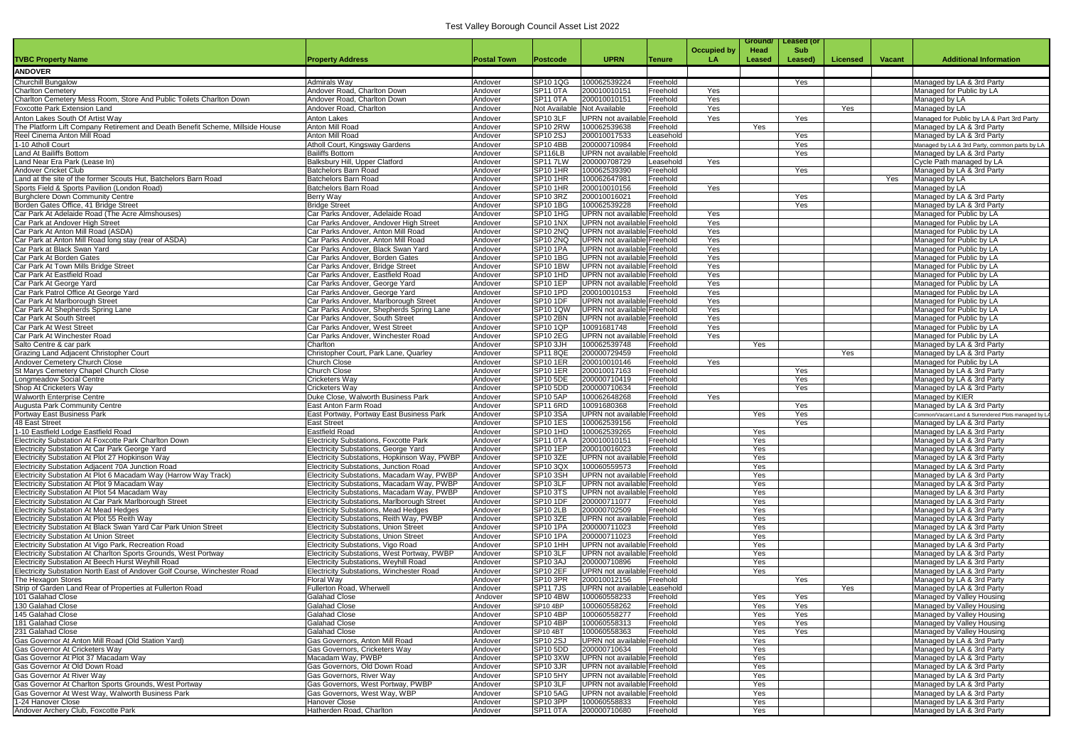# Test Valley Borough Council Asset List 2022

| TVBC Property Name | Property Address | Postal Town | Postcode | UPRN | Tenure | Occupied by LA | Ground/ Head Leased | Leased (or Sub Leased) | Licensed | Vacant | Additional Information |
|---|---|---|---|---|---|---|---|---|---|---|---|
| **ANDOVER** | | | | | | | | | | | |
| Churchill Bungalow | Admirals Way | Andover | SP10 1QG | 100062539224 | Freehold | | | Yes | | | Managed by LA & 3rd Party |
| Charlton Cemetery | Andover Road, Charlton Down | Andover | SP11 0TA | 200010010151 | Freehold | Yes | | | | | Managed for Public by LA |
| Charlton Cemetery Mess Room, Store And Public Toilets Charlton Down | Andover Road, Charlton Down | Andover | SP11 0TA | 200010010151 | Freehold | Yes | | | | | Managed by LA |
| Foxcotte Park Extension Land | Andover Road, Charlton | Andover | Not Available | Not Available | Freehold | Yes | | | Yes | | Managed by LA |
| Anton Lakes South Of Artist Way | Anton Lakes | Andover | SP10 3LF | UPRN not available | Freehold | Yes | | Yes | | | Managed for Public by LA & Part 3rd Party |
| The Platform Lift Company Retirement and Death Benefit Scheme, Millside House | Anton Mill Road | Andover | SP10 2RW | 100062539638 | Freehold | | Yes | | | | Managed by LA & 3rd Party |
| Reel Cinema Anton Mill Road | Anton Mill Road | Andover | SP10 2SJ | 200010017533 | Leasehold | | | Yes | | | Managed by LA & 3rd Party |
| 1-10 Atholl Court | Atholl Court, Kingsway Gardens | Andover | SP10 4BB | 200000710984 | Freehold | | | Yes | | | Managed by LA & 3rd Party, common parts by LA |
| Land At Bailiffs Bottom | Bailiffs Bottom | Andover | SP116LB | UPRN not available | Freehold | | | Yes | | | Managed by LA & 3rd Party |
| Land Near Era Park (Lease In) | Balksbury Hill, Upper Clatford | Andover | SP11 7LW | 200000708729 | Leasehold | Yes | | | | | Cycle Path managed by LA |
| Andover Cricket Club | Batchelors Barn Road | Andover | SP10 1HR | 100062539390 | Freehold | | | Yes | | | Managed by LA & 3rd Party |
| Land at the site of the former Scouts Hut, Batchelors Barn Road | Batchelors Barn Road | Andover | SP10 1HR | 100062647981 | Freehold | | | | | Yes | Managed by LA |
| Sports Field & Sports Pavilion (London Road) | Batchelors Barn Road | Andover | SP10 1HR | 200010010156 | Freehold | Yes | | | | | Managed by LA |
| Burghclere Down Community Centre | Berry Way | Andover | SP10 3RZ | 200010016021 | Freehold | | | Yes | | | Managed by LA & 3rd Party |
| Borden Gates Office, 41 Bridge Street | Bridge Street | Andover | SP10 1BG | 100062539228 | Freehold | | | Yes | | | Managed by LA & 3rd Party |
| Car Park At Adelaide Road (The Acre Almshouses) | Car Parks Andover, Adelaide Road | Andover | SP10 1HG | UPRN not available | Freehold | Yes | | | | | Managed for Public by LA |
| Car Park at Andover High Street | Car Parks Andover, Andover High Street | Andover | SP10 1NX | UPRN not available | Freehold | Yes | | | | | Managed for Public by LA |
| Car Park At Anton Mill Road (ASDA) | Car Parks Andover, Anton Mill Road | Andover | SP10 2NQ | UPRN not available | Freehold | Yes | | | | | Managed for Public by LA |
| Car Park at Anton Mill Road long stay (rear of ASDA) | Car Parks Andover, Anton Mill Road | Andover | SP10 2NQ | UPRN not available | Freehold | Yes | | | | | Managed for Public by LA |
| Car Park at Black Swan Yard | Car Parks Andover, Black Swan Yard | Andover | SP10 1PA | UPRN not available | Freehold | Yes | | | | | Managed for Public by LA |
| Car Park At Borden Gates | Car Parks Andover, Borden Gates | Andover | SP10 1BG | UPRN not available | Freehold | Yes | | | | | Managed for Public by LA |
| Car Park At Town Mills Bridge Street | Car Parks Andover, Bridge Street | Andover | SP10 1BW | UPRN not available | Freehold | Yes | | | | | Managed for Public by LA |
| Car Park At Eastfield Road | Car Parks Andover, Eastfield Road | Andover | SP10 1HD | UPRN not available | Freehold | Yes | | | | | Managed for Public by LA |
| Car Park At George Yard | Car Parks Andover, George Yard | Andover | SP10 1EP | UPRN not available | Freehold | Yes | | | | | Managed for Public by LA |
| Car Park Patrol Office At George Yard | Car Parks Andover, George Yard | Andover | SP10 1PD | 200010010153 | Freehold | Yes | | | | | Managed for Public by LA |
| Car Park At Marlborough Street | Car Parks Andover, Marlborough Street | Andover | SP10 1DF | UPRN not available | Freehold | Yes | | | | | Managed for Public by LA |
| Car Park At Shepherds Spring Lane | Car Parks Andover, Shepherds Spring Lane | Andover | SP10 1QW | UPRN not available | Freehold | Yes | | | | | Managed for Public by LA |
| Car Park At South Street | Car Parks Andover, South Street | Andover | SP10 2BN | UPRN not available | Freehold | Yes | | | | | Managed for Public by LA |
| Car Park At West Street | Car Parks Andover, West Street | Andover | SP10 1QP | 10091681748 | Freehold | Yes | | | | | Managed for Public by LA |
| Car Park At Winchester Road | Car Parks Andover, Winchester Road | Andover | SP10 2EG | UPRN not available | Freehold | Yes | | | | | Managed for Public by LA |
| Salto Centre & car park | Charlton | Andover | SP10 3JH | 100062539748 | Freehold | | Yes | | | | Managed by LA & 3rd Party |
| Grazing Land Adjacent Christopher Court | Christopher Court, Park Lane, Quarley | Andover | SP11 8QE | 200000729459 | Freehold | | | | Yes | | Managed by LA & 3rd Party |
| Andover Cemetery Church Close | Church Close | Andover | SP10 1ER | 200010010146 | Freehold | Yes | | | | | Managed for Public by LA |
| St Marys Cemetery Chapel Church Close | Church Close | Andover | SP10 1ER | 200010017163 | Freehold | | | Yes | | | Managed by LA & 3rd Party |
| Longmeadow Social Centre | Cricketers Way | Andover | SP10 5DE | 200000710419 | Freehold | | | Yes | | | Managed by LA & 3rd Party |
| Shop At Cricketers Way | Cricketers Way | Andover | SP10 5DD | 200000710634 | Freehold | | | Yes | | | Managed by LA & 3rd Party |
| Walworth Enterprise Centre | Duke Close, Walworth Business Park | Andover | SP10 5AP | 100062648268 | Freehold | Yes | | | | | Managed by KIER |
| Augusta Park Community Centre | East Anton Farm Road | Andover | SP11 6RD | 10091680368 | Freehold | | | Yes | | | Managed by LA & 3rd Party |
| Portway East Business Park | East Portway, Portway East Business Park | Andover | SP10 3SA | UPRN not available | Freehold | | Yes | Yes | | | Common/Vacant Land & Surrendered Plots managed by LA |
| 48 East Street | East Street | Andover | SP10 1ES | 100062539156 | Freehold | | | Yes | | | Managed by LA & 3rd Party |
| 1-10 Eastfield Lodge Eastfield Road | Eastfield Road | Andover | SP10 1HD | 100062539265 | Freehold | | Yes | | | | Managed by LA & 3rd Party |
| Electricity Substation At Foxcotte Park Charlton Down | Electricity Substations, Foxcotte Park | Andover | SP11 0TA | 200010010151 | Freehold | | Yes | | | | Managed by LA & 3rd Party |
| Electricity Substation At Car Park George Yard | Electricity Substations, George Yard | Andover | SP10 1EP | 200010016023 | Freehold | | Yes | | | | Managed by LA & 3rd Party |
| Electricity Substation At Plot 27 Hopkinson Way | Electricity Substations, Hopkinson Way, PWBP | Andover | SP10 3ZE | UPRN not available | Freehold | | Yes | | | | Managed by LA & 3rd Party |
| Electricity Substation Adjacent 70A Junction Road | Electricity Substations, Junction Road | Andover | SP10 3QX | 100060559573 | Freehold | | Yes | | | | Managed by LA & 3rd Party |
| Electricity Substation At Plot 6 Macadam Way (Harrow Way Track) | Electricity Substations, Macadam Way, PWBP | Andover | SP10 3SH | UPRN not available | Freehold | | Yes | | | | Managed by LA & 3rd Party |
| Electricity Substation At Plot 9 Macadam Way | Electricity Substations, Macadam Way, PWBP | Andover | SP10 3LF | UPRN not available | Freehold | | Yes | | | | Managed by LA & 3rd Party |
| Electricity Substation At Plot 54 Macadam Way | Electricity Substations, Macadam Way, PWBP | Andover | SP10 3TS | UPRN not available | Freehold | | Yes | | | | Managed by LA & 3rd Party |
| Electricity Substation At Car Park Marlborough Street | Electricity Substations, Marlborough Street | Andover | SP10 1DF | 200000711077 | Freehold | | Yes | | | | Managed by LA & 3rd Party |
| Electricity Substation At Mead Hedges | Electricity Substations, Mead Hedges | Andover | SP10 2LB | 200000702509 | Freehold | | Yes | | | | Managed by LA & 3rd Party |
| Electricity Substation At Plot 55 Reith Way | Electricity Substations, Reith Way, PWBP | Andover | SP10 3ZE | UPRN not available | Freehold | | Yes | | | | Managed by LA & 3rd Party |
| Electricity Substation At Black Swan Yard Car Park Union Street | Electricity Substations, Union Street | Andover | SP10 1PA | 200000711023 | Freehold | | Yes | | | | Managed by LA & 3rd Party |
| Electricity Substation At Union Street | Electricity Substations, Union Street | Andover | SP10 1PA | 200000711023 | Freehold | | Yes | | | | Managed by LA & 3rd Party |
| Electricity Substation At Vigo Park, Recreation Road | Electricity Substations, Vigo Road | Andover | SP10 1HH | UPRN not available | Freehold | | Yes | | | | Managed by LA & 3rd Party |
| Electricity Substation At Charlton Sports Grounds, West Portway | Electricity Substations, West Portway, PWBP | Andover | SP10 3LF | UPRN not available | Freehold | | Yes | | | | Managed by LA & 3rd Party |
| Electricity Substation At Beech Hurst Weyhill Road | Electricity Substations, Weyhill Road | Andover | SP10 3AJ | 200000710896 | Freehold | | Yes | | | | Managed by LA & 3rd Party |
| Electricity Substation North East of Andover Golf Course, Winchester Road | Electricity Substations, Winchester Road | Andover | SP10 2EF | UPRN not available | Freehold | | Yes | | | | Managed by LA & 3rd Party |
| The Hexagon Stores | Floral Way | Andover | SP10 3PR | 200010012156 | Freehold | | | Yes | | | Managed by LA & 3rd Party |
| Strip of Garden Land Rear of Properties at Fullerton Road | Fullerton Road, Wherwell | Andover | SP11 7JS | UPRN not available | Leasehold | | | | Yes | | Managed by LA & 3rd Party |
| 101 Galahad Close | Galahad Close | Andover | SP10 4BW | 100060558233 | Freehold | | Yes | Yes | | | Managed by Valley Housing |
| 130 Galahad Close | Galahad Close | Andover | SP10 4BP | 100060558262 | Freehold | | Yes | Yes | | | Managed by Valley Housing |
| 145 Galahad Close | Galahad Close | Andover | SP10 4BP | 100060558277 | Freehold | | Yes | Yes | | | Managed by Valley Housing |
| 181 Galahad Close | Galahad Close | Andover | SP10 4BP | 100060558313 | Freehold | | Yes | Yes | | | Managed by Valley Housing |
| 231 Galahad Close | Galahad Close | Andover | SP10 4BT | 100060558363 | Freehold | | Yes | Yes | | | Managed by Valley Housing |
| Gas Governor At Anton Mill Road (Old Station Yard) | Gas Governors, Anton Mill Road | Andover | SP10 2SJ | UPRN not available | Freehold | | Yes | | | | Managed by LA & 3rd Party |
| Gas Governor At Cricketers Way | Gas Governors, Cricketers Way | Andover | SP10 5DD | 200000710634 | Freehold | | Yes | | | | Managed by LA & 3rd Party |
| Gas Governor At Plot 37 Macadam Way | Macadam Way, PWBP | Andover | SP10 3XW | UPRN not available | Freehold | | Yes | | | | Managed by LA & 3rd Party |
| Gas Governor At Old Down Road | Gas Governors, Old Down Road | Andover | SP10 3JR | UPRN not available | Freehold | | Yes | | | | Managed by LA & 3rd Party |
| Gas Governor At River Way | Gas Governors, River Way | Andover | SP10 5HY | UPRN not available | Freehold | | Yes | | | | Managed by LA & 3rd Party |
| Gas Governor At Charlton Sports Grounds, West Portway | Gas Governors, West Portway, PWBP | Andover | SP10 3LF | UPRN not available | Freehold | | Yes | | | | Managed by LA & 3rd Party |
| Gas Governor At West Way, Walworth Business Park | Gas Governors, West Way, WBP | Andover | SP10 5AG | UPRN not available | Freehold | | Yes | | | | Managed by LA & 3rd Party |
| 1-24 Hanover Close | Hanover Close | Andover | SP10 3PP | 100060558833 | Freehold | | Yes | | | | Managed by LA & 3rd Party |
| Andover Archery Club, Foxcotte Park | Hatherden Road, Charlton | Andover | SP11 0TA | 200000710680 | Freehold | | Yes | | | | Managed by LA & 3rd Party |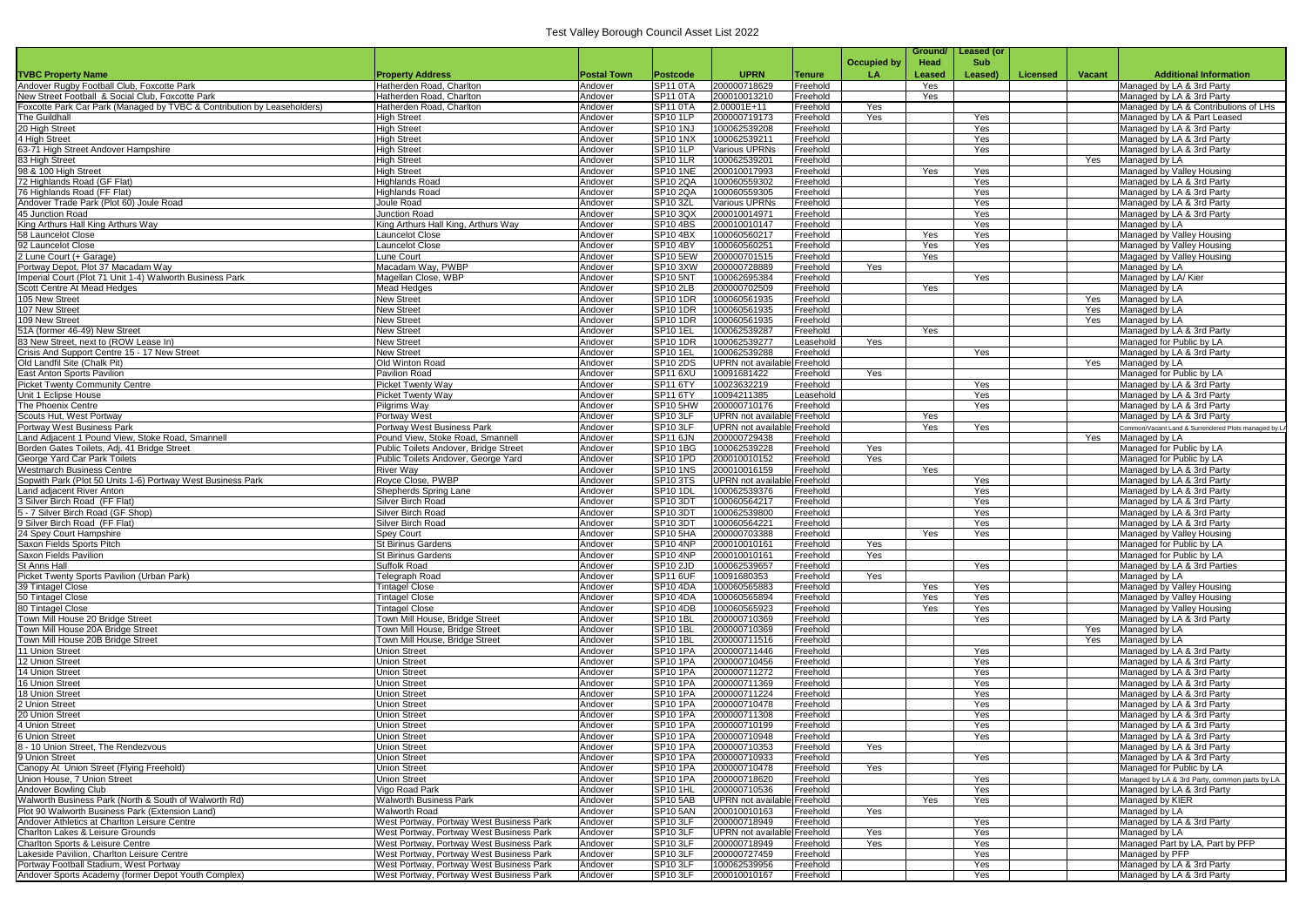# Test Valley Borough Council Asset List 2022

| TVBC Property Name | Property Address | Postal Town | Postcode | UPRN | Tenure | Occupied by LA | Ground/ Head Leased | Leased (or Sub Leased) | Licensed | Vacant | Additional Information |
|---|---|---|---|---|---|---|---|---|---|---|---|
| Andover Rugby Football Club, Foxcotte Park | Hatherden Road, Charlton | Andover | SP11 0TA | 200000718629 | Freehold | | Yes | | | | Managed by LA & 3rd Party |
| New Street Football & Social Club, Foxcotte Park | Hatherden Road, Charlton | Andover | SP11 0TA | 200010013210 | Freehold | | Yes | | | | Managed by LA & 3rd Party |
| Foxcotte Park Car Park (Managed by TVBC & Contribution by Leaseholders) | Hatherden Road, Charlton | Andover | SP11 0TA | 2.00001E+11 | Freehold | Yes | | | | | Managed by LA & Contributions of LHs |
| The Guildhall | High Street | Andover | SP10 1LP | 200000719173 | Freehold | Yes | | Yes | | | Managed by LA & Part Leased |
| 20 High Street | High Street | Andover | SP10 1NJ | 100062539208 | Freehold | | | Yes | | | Managed by LA & 3rd Party |
| 4 High Street | High Street | Andover | SP10 1NX | 100062539211 | Freehold | | | Yes | | | Managed by LA & 3rd Party |
| 63-71 High Street Andover Hampshire | High Street | Andover | SP10 1LP | Various UPRNs | Freehold | | | Yes | | | Managed by LA & 3rd Party |
| 83 High Street | High Street | Andover | SP10 1LR | 100062539201 | Freehold | | | | | Yes | Managed by LA |
| 98 & 100 High Street | High Street | Andover | SP10 1NE | 200010017993 | Freehold | | Yes | Yes | | | Managed by Valley Housing |
| 72 Highlands Road (GF Flat) | Highlands Road | Andover | SP10 2QA | 100060559302 | Freehold | | | Yes | | | Managed by LA & 3rd Party |
| 76 Highlands Road (FF Flat) | Highlands Road | Andover | SP10 2QA | 100060559305 | Freehold | | | Yes | | | Managed by LA & 3rd Party |
| Andover Trade Park (Plot 60) Joule Road | Joule Road | Andover | SP10 3ZL | Various UPRNs | Freehold | | | Yes | | | Managed by LA & 3rd Party |
| 45 Junction Road | Junction Road | Andover | SP10 3QX | 200010014971 | Freehold | | | Yes | | | Managed by LA & 3rd Party |
| King Arthurs Hall King Arthurs Way | King Arthurs Hall King, Arthurs Way | Andover | SP10 4BS | 200010010147 | Freehold | | | Yes | | | Managed by LA |
| 58 Launcelot Close | Launcelot Close | Andover | SP10 4BX | 100060560217 | Freehold | | Yes | Yes | | | Managed by Valley Housing |
| 92 Launcelot Close | Launcelot Close | Andover | SP10 4BY | 100060560251 | Freehold | | Yes | Yes | | | Managed by Valley Housing |
| 2 Lune Court (+ Garage) | Lune Court | Andover | SP10 5EW | 200000701515 | Freehold | | Yes | | | | Magaged by Valley Housing |
| Portway Depot, Plot 37 Macadam Way | Macadam Way, PWBP | Andover | SP10 3XW | 200000728889 | Freehold | Yes | | | | | Managed by LA |
| Imperial Court (Plot 71 Unit 1-4) Walworth Business Park | Magellan Close, WBP | Andover | SP10 5NT | 100062695384 | Freehold | | | Yes | | | Managed by LA/ Kier |
| Scott Centre At Mead Hedges | Mead Hedges | Andover | SP10 2LB | 200000702509 | Freehold | | Yes | | | | Managed by LA |
| 105 New Street | New Street | Andover | SP10 1DR | 100060561935 | Freehold | | | | | Yes | Managed by LA |
| 107 New Street | New Street | Andover | SP10 1DR | 100060561935 | Freehold | | | | | Yes | Managed by LA |
| 109 New Street | New Street | Andover | SP10 1DR | 100060561935 | Freehold | | | | | Yes | Managed by LA |
| 51A (former 46-49) New Street | New Street | Andover | SP10 1EL | 100062539287 | Freehold | | Yes | | | | Managed by LA & 3rd Party |
| 83 New Street, next to (ROW Lease In) | New Street | Andover | SP10 1DR | 100062539277 | Leasehold | Yes | | | | | Managed for Public by LA |
| Crisis And Support Centre 15 - 17 New Street | New Street | Andover | SP10 1EL | 100062539288 | Freehold | | | Yes | | | Managed by LA & 3rd Party |
| Old Landfill Site (Chalk Pit) | Old Winton Road | Andover | SP10 2DS | UPRN not available | Freehold | | | | | Yes | Managed by LA |
| East Anton Sports Pavilion | Pavilion Road | Andover | SP11 6XU | 10091681422 | Freehold | Yes | | | | | Managed for Public by LA |
| Picket Twenty Community Centre | Picket Twenty Way | Andover | SP11 6TY | 10023632219 | Freehold | | | Yes | | | Managed by LA & 3rd Party |
| Unit 1 Eclipse House | Picket Twenty Way | Andover | SP11 6TY | 10094211385 | Leasehold | | | Yes | | | Managed by LA & 3rd Party |
| The Phoenix Centre | Pilgrims Way | Andover | SP10 5HW | 200000710176 | Freehold | | | Yes | | | Managed by LA & 3rd Party |
| Scouts Hut, West Portway | Portway West | Andover | SP10 3LF | UPRN not available | Freehold | | Yes | | | | Managed by LA & 3rd Party |
| Portway West Business Park | Portway West Business Park | Andover | SP10 3LF | UPRN not available | Freehold | | Yes | Yes | | | Common/Vacant Land & Surrendered Plots managed by LA |
| Land Adjacent 1 Pound View, Stoke Road, Smannell | Pound View, Stoke Road, Smannell | Andover | SP11 6JN | 200000729438 | Freehold | | | | | Yes | Managed by LA |
| Borden Gates Toilets, Adj. 41 Bridge Street | Public Toilets Andover, Bridge Street | Andover | SP10 1BG | 100062539228 | Freehold | Yes | | | | | Managed for Public by LA |
| George Yard Car Park Toilets | Public Toilets Andover, George Yard | Andover | SP10 1PD | 200010010152 | Freehold | Yes | | | | | Managed for Public by LA |
| Westmarch Business Centre | River Way | Andover | SP10 1NS | 200010016159 | Freehold | | Yes | | | | Managed by LA & 3rd Party |
| Sopwith Park (Plot 50 Units 1-6) Portway West Business Park | Royce Close, PWBP | Andover | SP10 3TS | UPRN not available | Freehold | | | Yes | | | Managed by LA & 3rd Party |
| Land adjacent River Anton | Shepherds Spring Lane | Andover | SP10 1DL | 100062539376 | Freehold | | | Yes | | | Managed by LA & 3rd Party |
| 3 Silver Birch Road (FF Flat) | Silver Birch Road | Andover | SP10 3DT | 100060564217 | Freehold | | | Yes | | | Managed by LA & 3rd Party |
| 5 - 7 Silver Birch Road (GF Shop) | Silver Birch Road | Andover | SP10 3DT | 100062539800 | Freehold | | | Yes | | | Managed by LA & 3rd Party |
| 9 Silver Birch Road (FF Flat) | Silver Birch Road | Andover | SP10 3DT | 100060564221 | Freehold | | | Yes | | | Managed by LA & 3rd Party |
| 24 Spey Court Hampshire | Spey Court | Andover | SP10 5HA | 200000703388 | Freehold | | Yes | Yes | | | Managed by Valley Housing |
| Saxon Fields Sports Pitch | St Birinus Gardens | Andover | SP10 4NP | 200010010161 | Freehold | Yes | | | | | Managed for Public by LA |
| Saxon Fields Pavilion | St Birinus Gardens | Andover | SP10 4NP | 200010010161 | Freehold | Yes | | | | | Managed for Public by LA |
| St Anns Hall | Suffolk Road | Andover | SP10 2JD | 100062539657 | Freehold | | | Yes | | | Managed by LA & 3rd Parties |
| Picket Twenty Sports Pavilion (Urban Park) | Telegraph Road | Andover | SP11 6UF | 10091680353 | Freehold | Yes | | | | | Managed by LA |
| 39 Tintagel Close | Tintagel Close | Andover | SP10 4DA | 100060565883 | Freehold | | Yes | Yes | | | Managed by Valley Housing |
| 50 Tintagel Close | Tintagel Close | Andover | SP10 4DA | 100060565894 | Freehold | | Yes | Yes | | | Managed by Valley Housing |
| 80 Tintagel Close | Tintagel Close | Andover | SP10 4DB | 100060565923 | Freehold | | Yes | Yes | | | Managed by Valley Housing |
| Town Mill House 20 Bridge Street | Town Mill House, Bridge Street | Andover | SP10 1BL | 200000710369 | Freehold | | | Yes | | | Managed by LA & 3rd Party |
| Town Mill House 20A Bridge Street | Town Mill House, Bridge Street | Andover | SP10 1BL | 200000710369 | Freehold | | | | | Yes | Managed by LA |
| Town Mill House 20B Bridge Street | Town Mill House, Bridge Street | Andover | SP10 1BL | 200000711516 | Freehold | | | | | Yes | Managed by LA |
| 11 Union Street | Union Street | Andover | SP10 1PA | 200000711446 | Freehold | | | Yes | | | Managed by LA & 3rd Party |
| 12 Union Street | Union Street | Andover | SP10 1PA | 200000710456 | Freehold | | | Yes | | | Managed by LA & 3rd Party |
| 14 Union Street | Union Street | Andover | SP10 1PA | 200000711272 | Freehold | | | Yes | | | Managed by LA & 3rd Party |
| 16 Union Street | Union Street | Andover | SP10 1PA | 200000711369 | Freehold | | | Yes | | | Managed by LA & 3rd Party |
| 18 Union Street | Union Street | Andover | SP10 1PA | 200000711224 | Freehold | | | Yes | | | Managed by LA & 3rd Party |
| 2 Union Street | Union Street | Andover | SP10 1PA | 200000710478 | Freehold | | | Yes | | | Managed by LA & 3rd Party |
| 20 Union Street | Union Street | Andover | SP10 1PA | 200000711308 | Freehold | | | Yes | | | Managed by LA & 3rd Party |
| 4 Union Street | Union Street | Andover | SP10 1PA | 200000710199 | Freehold | | | Yes | | | Managed by LA & 3rd Party |
| 6 Union Street | Union Street | Andover | SP10 1PA | 200000710948 | Freehold | | | Yes | | | Managed by LA & 3rd Party |
| 8 - 10 Union Street, The Rendezvous | Union Street | Andover | SP10 1PA | 200000710353 | Freehold | Yes | | | | | Managed by LA & 3rd Party |
| 9 Union Street | Union Street | Andover | SP10 1PA | 200000710933 | Freehold | | | Yes | | | Managed by LA & 3rd Party |
| Canopy At Union Street (Flying Freehold) | Union Street | Andover | SP10 1PA | 200000710478 | Freehold | Yes | | | | | Managed for Public by LA |
| Union House, 7 Union Street | Union Street | Andover | SP10 1PA | 200000718620 | Freehold | | | Yes | | | Managed by LA & 3rd Party, common parts by LA |
| Andover Bowling Club | Vigo Road Park | Andover | SP10 1HL | 200000710536 | Freehold | | | Yes | | | Managed by LA & 3rd Party |
| Walworth Business Park (North & South of Walworth Rd) | Walworth Business Park | Andover | SP10 5AB | UPRN not available | Freehold | | Yes | Yes | | | Managed by KIER |
| Plot 90 Walworth Business Park (Extension Land) | Walworth Road | Andover | SP10 5AN | 200010010163 | Freehold | Yes | | | | | Managed by LA |
| Andover Athletics at Charlton Leisure Centre | West Portway, Portway West Business Park | Andover | SP10 3LF | 200000718949 | Freehold | | | Yes | | | Managed by LA & 3rd Party |
| Charlton Lakes & Leisure Grounds | West Portway, Portway West Business Park | Andover | SP10 3LF | UPRN not available | Freehold | Yes | | Yes | | | Managed by LA |
| Charlton Sports & Leisure Centre | West Portway, Portway West Business Park | Andover | SP10 3LF | 200000718949 | Freehold | Yes | | Yes | | | Managed Part by LA, Part by PFP |
| Lakeside Pavilion, Charlton Leisure Centre | West Portway, Portway West Business Park | Andover | SP10 3LF | 200000727459 | Freehold | | | Yes | | | Managed by PFP |
| Portway Football Stadium, West Portway | West Portway, Portway West Business Park | Andover | SP10 3LF | 100062539956 | Freehold | | | Yes | | | Managed by LA & 3rd Party |
| Andover Sports Academy (former Depot Youth Complex) | West Portway, Portway West Business Park | Andover | SP10 3LF | 200010010167 | Freehold | | | Yes | | | Managed by LA & 3rd Party |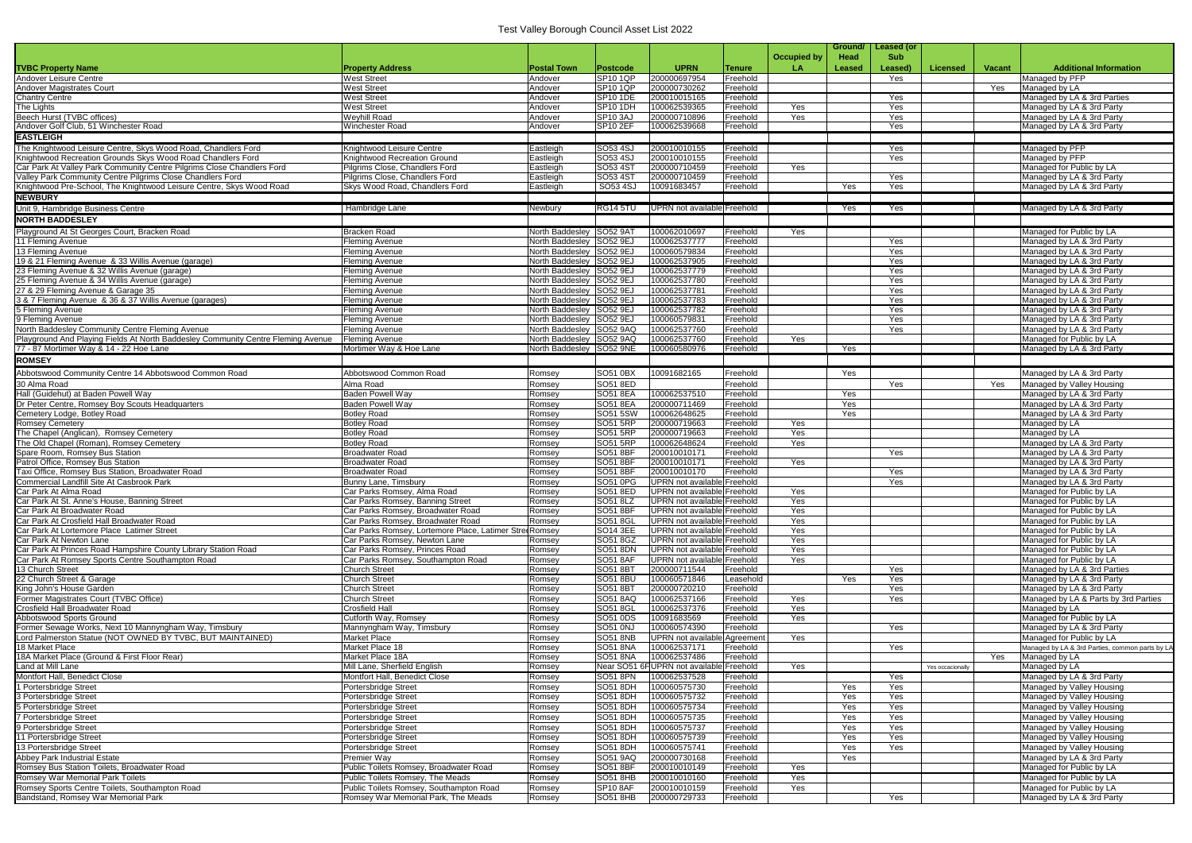# Test Valley Borough Council Asset List 2022

| TVBC Property Name | Property Address | Postal Town | Postcode | UPRN | Tenure | Occupied by LA | Ground/ Head Leased | Leased (or Sub Leased) | Licensed | Vacant | Additional Information |
|---|---|---|---|---|---|---|---|---|---|---|---|
| Andover Leisure Centre | West Street | Andover | SP10 1QP | 200000697954 | Freehold | | | Yes | | | Managed by PFP |
| Andover Magistrates Court | West Street | Andover | SP10 1QP | 200000730262 | Freehold | | | | | Yes | Managed by LA |
| Chantry Centre | West Street | Andover | SP10 1DE | 200010015165 | Freehold | | | Yes | | | Managed by LA & 3rd Parties |
| The Lights | West Street | Andover | SP10 1DH | 100062539365 | Freehold | Yes | | Yes | | | Managed by LA & 3rd Party |
| Beech Hurst (TVBC offices) | Weyhill Road | Andover | SP10 3AJ | 200000710896 | Freehold | Yes | | Yes | | | Managed by LA & 3rd Party |
| Andover Golf Club, 51 Winchester Road | Winchester Road | Andover | SP10 2EF | 100062539668 | Freehold | | | Yes | | | Managed by LA & 3rd Party |
| **EASTLEIGH** | | | | | | | | | | | |
| The Knightwood Leisure Centre, Skys Wood Road, Chandlers Ford | Knightwood Leisure Centre | Eastleigh | SO53 4SJ | 200010010155 | Freehold | | | Yes | | | Managed by PFP |
| Knightwood Recreation Grounds Skys Wood Road Chandlers Ford | Knightwood Recreation Ground | Eastleigh | SO53 4SJ | 200010010155 | Freehold | | | Yes | | | Managed by PFP |
| Car Park At Valley Park Community Centre Pilgrims Close Chandlers Ford | Pilgrims Close, Chandlers Ford | Eastleigh | SO53 4ST | 200000710459 | Freehold | Yes | | | | | Managed for Public by LA |
| Valley Park Community Centre Pilgrims Close Chandlers Ford | Pilgrims Close, Chandlers Ford | Eastleigh | SO53 4ST | 200000710459 | Freehold | | | Yes | | | Managed by LA & 3rd Party |
| Knightwood Pre-School, The Knightwood Leisure Centre, Skys Wood Road | Skys Wood Road, Chandlers Ford | Eastleigh | SO53 4SJ | 10091683457 | Freehold | | Yes | Yes | | | Managed by LA & 3rd Party |
| **NEWBURY** | | | | | | | | | | | |
| Unit 9, Hambridge Business Centre | Hambridge Lane | Newbury | RG14 5TU | UPRN not available | Freehold | | Yes | Yes | | | Managed by LA & 3rd Party |
| **NORTH BADDESLEY** | | | | | | | | | | | |
| Playground At St Georges Court, Bracken Road | Bracken Road | North Baddesley | SO52 9AT | 100062010697 | Freehold | Yes | | | | | Managed for Public by LA |
| 11 Fleming Avenue | Fleming Avenue | North Baddesley | SO52 9EJ | 100062537777 | Freehold | | | Yes | | | Managed by LA & 3rd Party |
| 13 Fleming Avenue | Fleming Avenue | North Baddesley | SO52 9EJ | 100060579834 | Freehold | | | Yes | | | Managed by LA & 3rd Party |
| 19 & 21 Fleming Avenue & 33 Willis Avenue (garage) | Fleming Avenue | North Baddesley | SO52 9EJ | 100062537905 | Freehold | | | Yes | | | Managed by LA & 3rd Party |
| 23 Fleming Avenue & 32 Willis Avenue (garage) | Fleming Avenue | North Baddesley | SO52 9EJ | 100062537779 | Freehold | | | Yes | | | Managed by LA & 3rd Party |
| 25 Fleming Avenue & 34 Willis Avenue (garage) | Fleming Avenue | North Baddesley | SO52 9EJ | 100062537780 | Freehold | | | Yes | | | Managed by LA & 3rd Party |
| 27 & 29 Fleming Avenue & Garage 35 | Fleming Avenue | North Baddesley | SO52 9EJ | 100062537781 | Freehold | | | Yes | | | Managed by LA & 3rd Party |
| 3 & 7 Fleming Avenue & 36 & 37 Willis Avenue (garages) | Fleming Avenue | North Baddesley | SO52 9EJ | 100062537783 | Freehold | | | Yes | | | Managed by LA & 3rd Party |
| 5 Fleming Avenue | Fleming Avenue | North Baddesley | SO52 9EJ | 100062537782 | Freehold | | | Yes | | | Managed by LA & 3rd Party |
| 9 Fleming Avenue | Fleming Avenue | North Baddesley | SO52 9EJ | 100060579831 | Freehold | | | Yes | | | Managed by LA & 3rd Party |
| North Baddesley Community Centre Fleming Avenue | Fleming Avenue | North Baddesley | SO52 9AQ | 100062537760 | Freehold | | | Yes | | | Managed by LA & 3rd Party |
| Playground And Playing Fields At North Baddesley Community Centre Fleming Avenue | Fleming Avenue | North Baddesley | SO52 9AQ | 100062537760 | Freehold | Yes | | | | | Managed for Public by LA |
| 77 - 87 Mortimer Way & 14 - 22 Hoe Lane | Mortimer Way & Hoe Lane | North Baddesley | SO52 9NE | 100060580976 | Freehold | | Yes | | | | Managed by LA & 3rd Party |
| **ROMSEY** | | | | | | | | | | | |
| Abbotswood Community Centre 14 Abbotswood Common Road | Abbotswood Common Road | Romsey | SO51 0BX | 10091682165 | Freehold | | Yes | | | | Managed by LA & 3rd Party |
| 30 Alma Road | Alma Road | Romsey | SO51 8ED | | Freehold | | | Yes | | Yes | Managed by Valley Housing |
| Hall (Guidehut) at Baden Powell Way | Baden Powell Way | Romsey | SO51 8EA | 100062537510 | Freehold | | Yes | | | | Managed by LA & 3rd Party |
| Dr Peter Centre, Romsey Boy Scouts Headquarters | Baden Powell Way | Romsey | SO51 8EA | 200000711469 | Freehold | | Yes | | | | Managed by LA & 3rd Party |
| Cemetery Lodge, Botley Road | Botley Road | Romsey | SO51 5SW | 100062648625 | Freehold | | Yes | | | | Managed by LA & 3rd Party |
| Romsey Cemetery | Botley Road | Romsey | SO51 5RP | 200000719663 | Freehold | Yes | | | | | Managed by LA |
| The Chapel (Anglican), Romsey Cemetery | Botley Road | Romsey | SO51 5RP | 200000719663 | Freehold | Yes | | | | | Managed by LA |
| The Old Chapel (Roman), Romsey Cemetery | Botley Road | Romsey | SO51 5RP | 100062648624 | Freehold | Yes | | | | | Managed by LA & 3rd Party |
| Spare Room, Romsey Bus Station | Broadwater Road | Romsey | SO51 8BF | 200010010171 | Freehold | | | Yes | | | Managed by LA & 3rd Party |
| Patrol Office, Romsey Bus Station | Broadwater Road | Romsey | SO51 8BF | 200010010171 | Freehold | Yes | | | | | Managed by LA & 3rd Party |
| Taxi Office, Romsey Bus Station, Broadwater Road | Broadwater Road | Romsey | SO51 8BF | 200010010170 | Freehold | | | Yes | | | Managed by LA & 3rd Party |
| Commercial Landfill Site At Casbrook Park | Bunny Lane, Timsbury | Romsey | SO51 0PG | UPRN not available | Freehold | | | Yes | | | Managed by LA & 3rd Party |
| Car Park At Alma Road | Car Parks Romsey, Alma Road | Romsey | SO51 8ED | UPRN not available | Freehold | Yes | | | | | Managed for Public by LA |
| Car Park At St. Anne's House, Banning Street | Car Parks Romsey, Banning Street | Romsey | SO51 8LZ | UPRN not available | Freehold | Yes | | | | | Managed for Public by LA |
| Car Park At Broadwater Road | Car Parks Romsey, Broadwater Road | Romsey | SO51 8BF | UPRN not available | Freehold | Yes | | | | | Managed for Public by LA |
| Car Park At Crosfield Hall Broadwater Road | Car Parks Romsey, Broadwater Road | Romsey | SO51 8GL | UPRN not available | Freehold | Yes | | | | | Managed for Public by LA |
| Car Park At Lortemore Place Latimer Street | Car Parks Romsey, Lortemore Place, Latimer Stre | Romsey | SO14 3EE | UPRN not available | Freehold | Yes | | | | | Managed for Public by LA |
| Car Park At Newton Lane | Car Parks Romsey, Newton Lane | Romsey | SO51 8GZ | UPRN not available | Freehold | Yes | | | | | Managed for Public by LA |
| Car Park At Princes Road Hampshire County Library Station Road | Car Parks Romsey, Princes Road | Romsey | SO51 8DN | UPRN not available | Freehold | Yes | | | | | Managed for Public by LA |
| Car Park At Romsey Sports Centre Southampton Road | Car Parks Romsey, Southampton Road | Romsey | SO51 8AF | UPRN not available | Freehold | Yes | | | | | Managed for Public by LA |
| 13 Church Street | Church Street | Romsey | SO51 8BT | 200000711544 | Freehold | | | Yes | | | Managed by LA & 3rd Parties |
| 22 Church Street & Garage | Church Street | Romsey | SO51 8BU | 100060571846 | Leasehold | | Yes | Yes | | | Managed by LA & 3rd Party |
| King John's House Garden | Church Street | Romsey | SO51 8BT | 200000720210 | Freehold | | | Yes | | | Managed by LA & 3rd Party |
| Former Magistrates Court (TVBC Office) | Church Street | Romsey | SO51 8AQ | 100062537166 | Freehold | Yes | | Yes | | | Managed by LA & Parts by 3rd Parties |
| Crosfield Hall Broadwater Road | Crosfield Hall | Romsey | SO51 8GL | 100062537376 | Freehold | Yes | | | | | Managed by LA |
| Abbotswood Sports Ground | Cutforth Way, Romsey | Romesy | SO51 0DS | 10091683569 | Freehold | Yes | | | | | Managed for Public by LA |
| Former Sewage Works, Next 10 Mannyngham Way, Timsbury | Mannyngham Way, Timsbury | Romsey | SO51 0NJ | 100060574390 | Freehold | | | Yes | | | Managed by LA & 3rd Party |
| Lord Palmerston Statue (NOT OWNED BY TVBC, BUT MAINTAINED) | Market Place | Romsey | SO51 8NB | UPRN not available | Agreement | Yes | | | | | Managed for Public by LA |
| 18 Market Place | Market Place 18 | Romsey | SO51 8NA | 100062537171 | Freehold | | | Yes | | | Managed by LA & 3rd Parties, common parts by LA |
| 18A Market Place (Ground & First Floor Rear) | Market Place 18A | Romsey | SO51 8NA | 100062537486 | Freehold | | | | | Yes | Managed by LA |
| Land at Mill Lane | Mill Lane, Sherfield English | Romsey | Near SO51 6F | UPRN not available | Freehold | Yes | | | Yes occacionally | | Managed by LA |
| Montfort Hall, Benedict Close | Montfort Hall, Benedict Close | Romsey | SO51 8PN | 100062537528 | Freehold | | | Yes | | | Managed by LA & 3rd Party |
| 1 Portersbridge Street | Portersbridge Street | Romsey | SO51 8DH | 100060575730 | Freehold | | Yes | Yes | | | Managed by Valley Housing |
| 3 Portersbridge Street | Portersbridge Street | Romsey | SO51 8DH | 100060575732 | Freehold | | Yes | Yes | | | Managed by Valley Housing |
| 5 Portersbridge Street | Portersbridge Street | Romsey | SO51 8DH | 100060575734 | Freehold | | Yes | Yes | | | Managed by Valley Housing |
| 7 Portersbridge Street | Portersbridge Street | Romsey | SO51 8DH | 100060575735 | Freehold | | Yes | Yes | | | Managed by Valley Housing |
| 9 Portersbridge Street | Portersbridge Street | Romsey | SO51 8DH | 100060575737 | Freehold | | Yes | Yes | | | Managed by Valley Housing |
| 11 Portersbridge Street | Portersbridge Street | Romsey | SO51 8DH | 100060575739 | Freehold | | Yes | Yes | | | Managed by Valley Housing |
| 13 Portersbridge Street | Portersbridge Street | Romsey | SO51 8DH | 100060575741 | Freehold | | Yes | Yes | | | Managed by Valley Housing |
| Abbey Park Industrial Estate | Premier Way | Romsey | SO51 9AQ | 200000730168 | Freehold | | Yes | | | | Managed by LA & 3rd Party |
| Romsey Bus Station Toilets, Broadwater Road | Public Toilets Romsey, Broadwater Road | Romsey | SO51 8BF | 200010010149 | Freehold | Yes | | | | | Managed for Public by LA |
| Romsey War Memorial Park Toilets | Public Toilets Romsey, The Meads | Romsey | SO51 8HB | 200010010160 | Freehold | Yes | | | | | Managed for Public by LA |
| Romsey Sports Centre Toilets, Southampton Road | Public Toilets Romsey, Southampton Road | Romsey | SP10 8AF | 200010010159 | Freehold | Yes | | | | | Managed for Public by LA |
| Bandstand, Romsey War Memorial Park | Romsey War Memorial Park, The Meads | Romsey | SO51 8HB | 200000729733 | Freehold | | | Yes | | | Managed by LA & 3rd Party |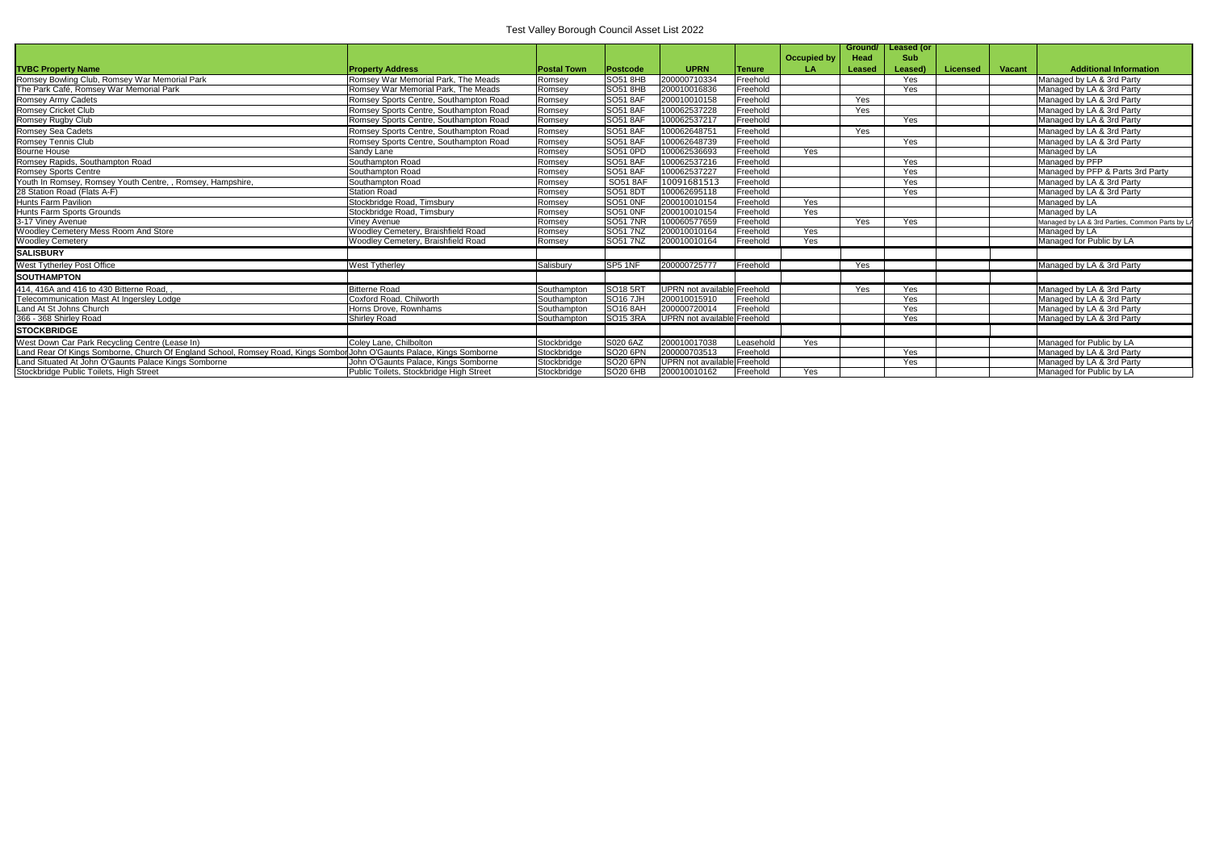| TVBC Property Name | Property Address | Postal Town | Postcode | UPRN | Tenure | Occupied by LA | Ground/ Head Leased | Leased (or Sub Leased) | Licensed | Vacant | Additional Information |
|---|---|---|---|---|---|---|---|---|---|---|---|
| Romsey Bowling Club, Romsey War Memorial Park | Romsey War Memorial Park, The Meads | Romsey | SO51 8HB | 200000710334 | Freehold | | | Yes | | | Managed by LA & 3rd Party |
| The Park Café, Romsey War Memorial Park | Romsey War Memorial Park, The Meads | Romsey | SO51 8HB | 200010016836 | Freehold | | | Yes | | | Managed by LA & 3rd Party |
| Romsey Army Cadets | Romsey Sports Centre, Southampton Road | Romsey | SO51 8AF | 200010010158 | Freehold | | Yes | | | | Managed by LA & 3rd Party |
| Romsey Cricket Club | Romsey Sports Centre, Southampton Road | Romsey | SO51 8AF | 100062537228 | Freehold | | Yes | | | | Managed by LA & 3rd Party |
| Romsey Rugby Club | Romsey Sports Centre, Southampton Road | Romsey | SO51 8AF | 100062537217 | Freehold | | | Yes | | | Managed by LA & 3rd Party |
| Romsey Sea Cadets | Romsey Sports Centre, Southampton Road | Romsey | SO51 8AF | 100062648751 | Freehold | | Yes | | | | Managed by LA & 3rd Party |
| Romsey Tennis Club | Romsey Sports Centre, Southampton Road | Romsey | SO51 8AF | 100062648739 | Freehold | | | Yes | | | Managed by LA & 3rd Party |
| Bourne House | Sandy Lane | Romsey | SO51 0PD | 100062536693 | Freehold | Yes | | | | | Managed by LA |
| Romsey Rapids, Southampton Road | Southampton Road | Romsey | SO51 8AF | 100062537216 | Freehold | | | Yes | | | Managed by PFP |
| Romsey Sports Centre | Southampton Road | Romsey | SO51 8AF | 100062537227 | Freehold | | | Yes | | | Managed by PFP & Parts 3rd Party |
| Youth In Romsey, Romsey Youth Centre, , Romsey, Hampshire, | Southampton Road | Romsey | SO51 8AF | 10091681513 | Freehold | | | Yes | | | Managed by LA & 3rd Party |
| 28 Station Road (Flats A-F) | Station Road | Romsey | SO51 8DT | 100062695118 | Freehold | | | Yes | | | Managed by LA & 3rd Party |
| Hunts Farm Pavilion | Stockbridge Road, Timsbury | Romsey | SO51 0NF | 200010010154 | Freehold | Yes | | | | | Managed by LA |
| Hunts Farm Sports Grounds | Stockbridge Road, Timsbury | Romsey | SO51 0NF | 200010010154 | Freehold | Yes | | | | | Managed by LA |
| 3-17 Viney Avenue | Viney Avenue | Romsey | SO51 7NR | 100060577659 | Freehold | | Yes | Yes | | | Managed by LA & 3rd Parties, Common Parts by LA |
| Woodley Cemetery Mess Room And Store | Woodley Cemetery, Braishfield Road | Romsey | SO51 7NZ | 200010010164 | Freehold | Yes | | | | | Managed by LA |
| Woodley Cemetery | Woodley Cemetery, Braishfield Road | Romsey | SO51 7NZ | 200010010164 | Freehold | Yes | | | | | Managed for Public by LA |
| **SALISBURY** | | | | | | | | | | | |
| West Tytherley Post Office | West Tytherley | Salisbury | SP5 1NF | 200000725777 | Freehold | | Yes | | | | Managed by LA & 3rd Party |
| **SOUTHAMPTON** | | | | | | | | | | | |
| 414, 416A and 416 to 430 Bitterne Road, , | Bitterne Road | Southampton | SO18 5RT | UPRN not available | Freehold | | Yes | Yes | | | Managed by LA & 3rd Party |
| Telecommunication Mast At Ingersley Lodge | Coxford Road, Chilworth | Southampton | SO16 7JH | 200010015910 | Freehold | | | Yes | | | Managed by LA & 3rd Party |
| Land At St Johns Church | Horns Drove, Rownhams | Southampton | SO16 8AH | 200000720014 | Freehold | | | Yes | | | Managed by LA & 3rd Party |
| 366 - 368 Shirley Road | Shirley Road | Southampton | SO15 3RA | UPRN not available | Freehold | | | Yes | | | Managed by LA & 3rd Party |
| **STOCKBRIDGE** | | | | | | | | | | | |
| West Down Car Park Recycling Centre (Lease In) | Coley Lane, Chilbolton | Stockbridge | S020 6AZ | 200010017038 | Leasehold | Yes | | | | | Managed for Public by LA |
| Land Rear Of Kings Somborne, Church Of England School, Romsey Road, Kings Sombor | John O'Gaunts Palace, Kings Somborne | Stockbridge | SO20 6PN | 200000703513 | Freehold | | | Yes | | | Managed by LA & 3rd Party |
| Land Situated At John O'Gaunts Palace Kings Somborne | John O'Gaunts Palace, Kings Somborne | Stockbridge | SO20 6PN | UPRN not available | Freehold | | | Yes | | | Managed by LA & 3rd Party |
| Stockbridge Public Toilets, High Street | Public Toilets, Stockbridge High Street | Stockbridge | SO20 6HB | 200010010162 | Freehold | Yes | | | | | Managed for Public by LA |